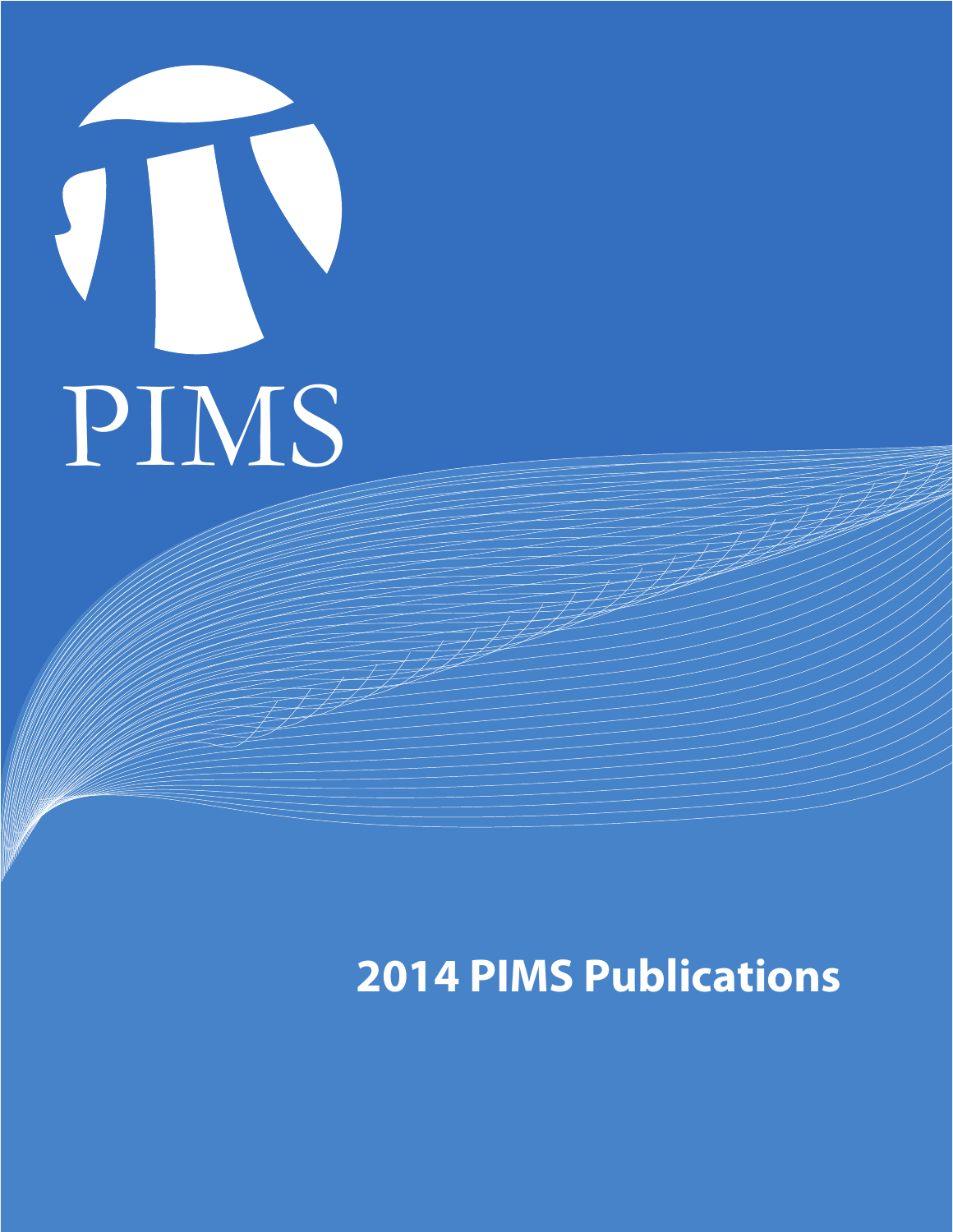PIMS

# 2014 PIMS Publications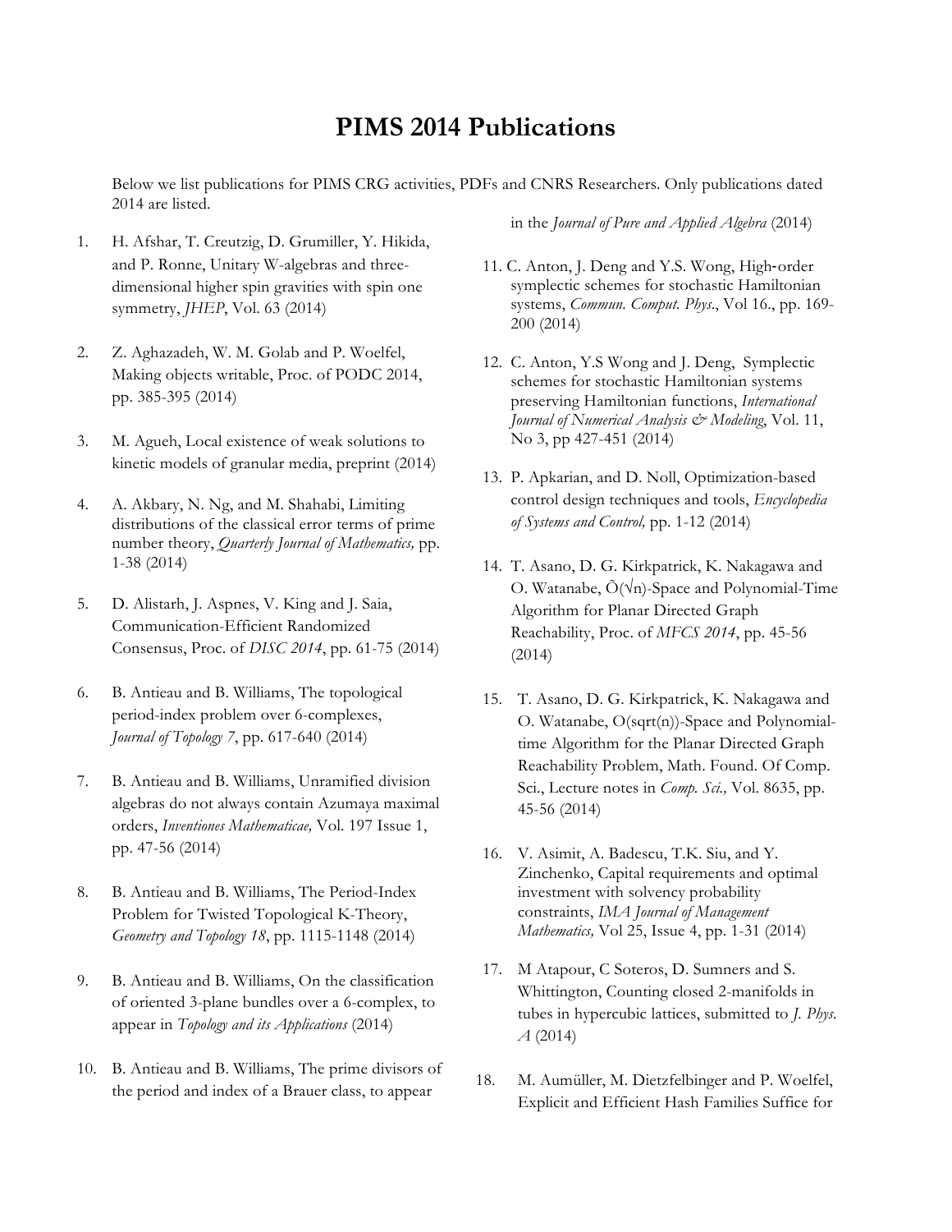# PIMS 2014 Publications

Below we list publications for PIMS CRG activities, PDFs and CNRS Researchers. Only publications dated 2014 are listed.

1. H. Afshar, T. Creutzig, D. Grumiller, Y. Hikida, and P. Ronne, Unitary W-algebras and three-dimensional higher spin gravities with spin one symmetry, *JHEP*, Vol. 63 (2014)

2. Z. Aghazadeh, W. M. Golab and P. Woelfel, Making objects writable, Proc. of PODC 2014, pp. 385-395 (2014)

3. M. Agueh, Local existence of weak solutions to kinetic models of granular media, preprint (2014)

4. A. Akbary, N. Ng, and M. Shahabi, Limiting distributions of the classical error terms of prime number theory, *Quarterly Journal of Mathematics,* pp. 1-38 (2014)

5. D. Alistarh, J. Aspnes, V. King and J. Saia, Communication-Efficient Randomized Consensus, Proc. of *DISC 2014*, pp. 61-75 (2014)

6. B. Antieau and B. Williams, The topological period-index problem over 6-complexes, *Journal of Topology 7*, pp. 617-640 (2014)

7. B. Antieau and B. Williams, Unramified division algebras do not always contain Azumaya maximal orders, *Inventiones Mathematicae,* Vol. 197 Issue 1, pp. 47-56 (2014)

8. B. Antieau and B. Williams, The Period-Index Problem for Twisted Topological K-Theory, *Geometry and Topology 18*, pp. 1115-1148 (2014)

9. B. Antieau and B. Williams, On the classification of oriented 3-plane bundles over a 6-complex, to appear in *Topology and its Applications* (2014)

10. B. Antieau and B. Williams, The prime divisors of the period and index of a Brauer class, to appear in the *Journal of Pure and Applied Algebra* (2014)

11. C. Anton, J. Deng and Y.S. Wong, High-order symplectic schemes for stochastic Hamiltonian systems, *Commun. Comput. Phys*., Vol 16., pp. 169-200 (2014)

12. C. Anton, Y.S Wong and J. Deng, Symplectic schemes for stochastic Hamiltonian systems preserving Hamiltonian functions, *International Journal of Numerical Analysis & Modeling*, Vol. 11, No 3, pp 427-451 (2014)

13. P. Apkarian, and D. Noll, Optimization-based control design techniques and tools, *Encyclopedia of Systems and Control,* pp. 1-12 (2014)

14. T. Asano, D. G. Kirkpatrick, K. Nakagawa and O. Watanabe, $\tilde{O}(\sqrt{n})$-Space and Polynomial-Time Algorithm for Planar Directed Graph Reachability, Proc. of *MFCS 2014*, pp. 45-56 (2014)

15. T. Asano, D. G. Kirkpatrick, K. Nakagawa and O. Watanabe, O(sqrt(n))-Space and Polynomial-time Algorithm for the Planar Directed Graph Reachability Problem, Math. Found. Of Comp. Sci., Lecture notes in *Comp. Sci.,* Vol. 8635, pp. 45-56 (2014)

16. V. Asimit, A. Badescu, T.K. Siu, and Y. Zinchenko, Capital requirements and optimal investment with solvency probability constraints, *IMA Journal of Management Mathematics,* Vol 25, Issue 4, pp. 1-31 (2014)

17. M Atapour, C Soteros, D. Sumners and S. Whittington, Counting closed 2-manifolds in tubes in hypercubic lattices, submitted to *J. Phys. A* (2014)

18. M. Aumüller, M. Dietzfelbinger and P. Woelfel, Explicit and Efficient Hash Families Suffice for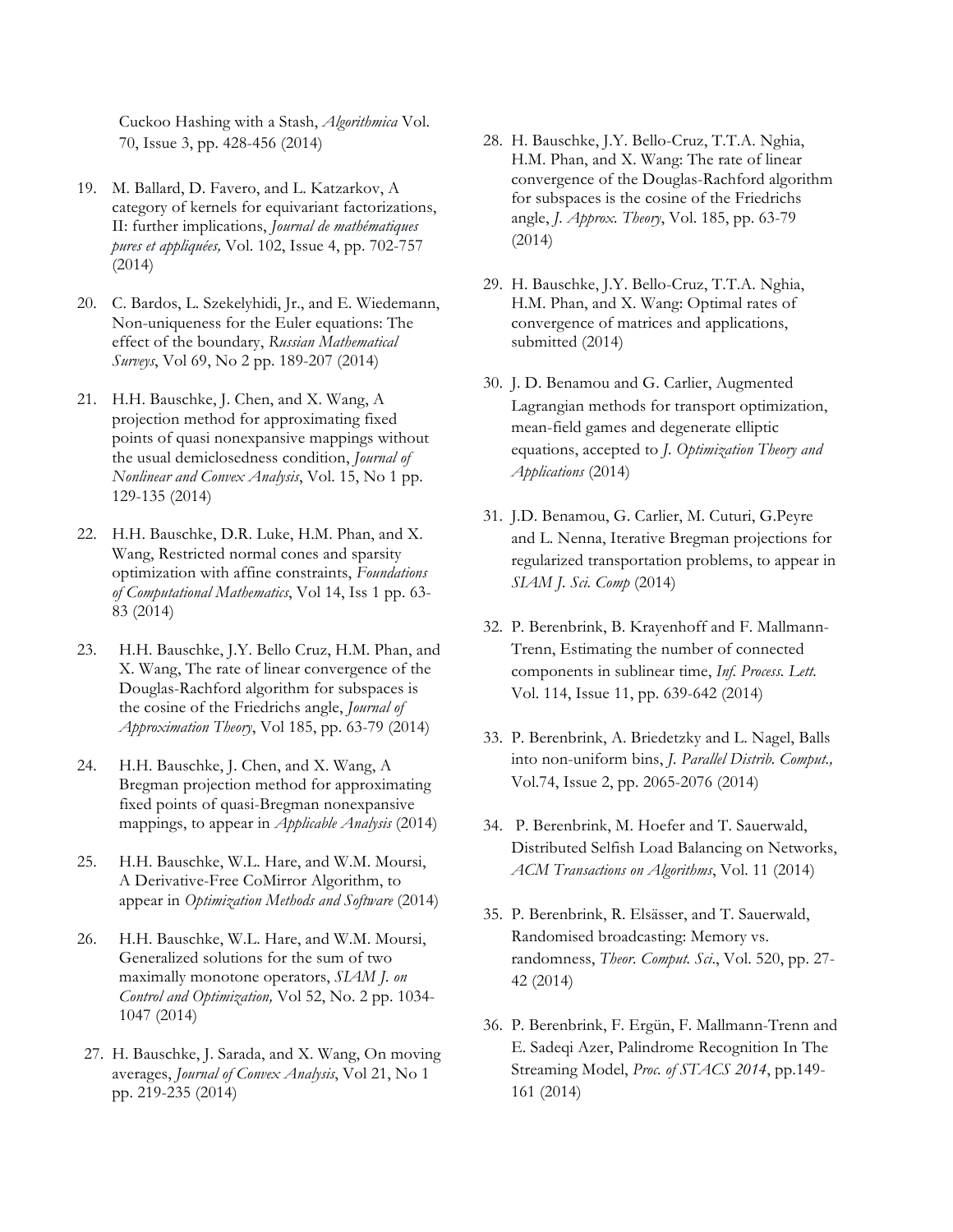Cuckoo Hashing with a Stash, *Algorithmica* Vol. 70, Issue 3, pp. 428-456 (2014)

19. M. Ballard, D. Favero, and L. Katzarkov, A category of kernels for equivariant factorizations, II: further implications, *Journal de mathématiques pures et appliquées,* Vol. 102, Issue 4, pp. 702-757 (2014)

20. C. Bardos, L. Szekelyhidi, Jr., and E. Wiedemann, Non-uniqueness for the Euler equations: The effect of the boundary, *Russian Mathematical Surveys*, Vol 69, No 2 pp. 189-207 (2014)

21. H.H. Bauschke, J. Chen, and X. Wang, A projection method for approximating fixed points of quasi nonexpansive mappings without the usual demiclosedness condition, *Journal of Nonlinear and Convex Analysis*, Vol. 15, No 1 pp. 129-135 (2014)

22. H.H. Bauschke, D.R. Luke, H.M. Phan, and X. Wang, Restricted normal cones and sparsity optimization with affine constraints, *Foundations of Computational Mathematics*, Vol 14, Iss 1 pp. 63-83 (2014)

23. H.H. Bauschke, J.Y. Bello Cruz, H.M. Phan, and X. Wang, The rate of linear convergence of the Douglas-Rachford algorithm for subspaces is the cosine of the Friedrichs angle, *Journal of Approximation Theory*, Vol 185, pp. 63-79 (2014)

24. H.H. Bauschke, J. Chen, and X. Wang, A Bregman projection method for approximating fixed points of quasi-Bregman nonexpansive mappings, to appear in *Applicable Analysis* (2014)

25. H.H. Bauschke, W.L. Hare, and W.M. Moursi, A Derivative-Free CoMirror Algorithm, to appear in *Optimization Methods and Software* (2014)

26. H.H. Bauschke, W.L. Hare, and W.M. Moursi, Generalized solutions for the sum of two maximally monotone operators, *SIAM J. on Control and Optimization,* Vol 52, No. 2 pp. 1034-1047 (2014)

27. H. Bauschke, J. Sarada, and X. Wang, On moving averages, *Journal of Convex Analysis*, Vol 21, No 1 pp. 219-235 (2014)

28. H. Bauschke, J.Y. Bello-Cruz, T.T.A. Nghia, H.M. Phan, and X. Wang: The rate of linear convergence of the Douglas-Rachford algorithm for subspaces is the cosine of the Friedrichs angle, *J. Approx. Theory*, Vol. 185, pp. 63-79 (2014)

29. H. Bauschke, J.Y. Bello-Cruz, T.T.A. Nghia, H.M. Phan, and X. Wang: Optimal rates of convergence of matrices and applications, submitted (2014)

30. J. D. Benamou and G. Carlier, Augmented Lagrangian methods for transport optimization, mean-field games and degenerate elliptic equations, accepted to *J. Optimization Theory and Applications* (2014)

31. J.D. Benamou, G. Carlier, M. Cuturi, G.Peyre and L. Nenna, Iterative Bregman projections for regularized transportation problems, to appear in *SIAM J. Sci. Comp* (2014)

32. P. Berenbrink, B. Krayenhoff and F. Mallmann-Trenn, Estimating the number of connected components in sublinear time, *Inf. Process. Lett.* Vol. 114, Issue 11, pp. 639-642 (2014)

33. P. Berenbrink, A. Briedetzky and L. Nagel, Balls into non-uniform bins, *J. Parallel Distrib. Comput.,* Vol.74, Issue 2, pp. 2065-2076 (2014)

34. P. Berenbrink, M. Hoefer and T. Sauerwald, Distributed Selfish Load Balancing on Networks, *ACM Transactions on Algorithms*, Vol. 11 (2014)

35. P. Berenbrink, R. Elsässer, and T. Sauerwald, Randomised broadcasting: Memory vs. randomness, *Theor. Comput. Sci*., Vol. 520, pp. 27-42 (2014)

36. P. Berenbrink, F. Ergün, F. Mallmann-Trenn and E. Sadeqi Azer, Palindrome Recognition In The Streaming Model, *Proc. of STACS 2014*, pp.149-161 (2014)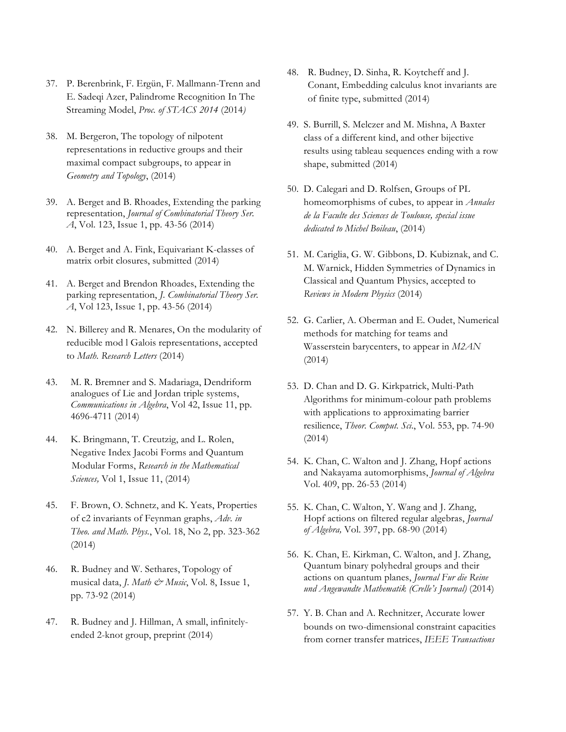37. P. Berenbrink, F. Ergün, F. Mallmann-Trenn and E. Sadeqi Azer, Palindrome Recognition In The Streaming Model, *Proc. of STACS 2014* (2014)

38. M. Bergeron, The topology of nilpotent representations in reductive groups and their maximal compact subgroups, to appear in *Geometry and Topology*, (2014)

39. A. Berget and B. Rhoades, Extending the parking representation, *Journal of Combinatorial Theory Ser. A*, Vol. 123, Issue 1, pp. 43-56 (2014)

40. A. Berget and A. Fink, Equivariant K-classes of matrix orbit closures, submitted (2014)

41. A. Berget and Brendon Rhoades, Extending the parking representation, *J. Combinatorial Theory Ser. A*, Vol 123, Issue 1, pp. 43-56 (2014)

42. N. Billerey and R. Menares, On the modularity of reducible mod l Galois representations, accepted to *Math. Research Letters* (2014)

43. M. R. Bremner and S. Madariaga, Dendriform analogues of Lie and Jordan triple systems, *Communications in Algebra*, Vol 42, Issue 11, pp. 4696-4711 (2014)

44. K. Bringmann, T. Creutzig, and L. Rolen, Negative Index Jacobi Forms and Quantum Modular Forms, *Research in the Mathematical Sciences,* Vol 1, Issue 11, (2014)

45. F. Brown, O. Schnetz, and K. Yeats, Properties of c2 invariants of Feynman graphs, *Adv. in Theo. and Math. Phys.*, Vol. 18, No 2, pp. 323-362 (2014)

46. R. Budney and W. Sethares, Topology of musical data, *J. Math & Music*, Vol. 8, Issue 1, pp. 73-92 (2014)

47. R. Budney and J. Hillman, A small, infinitely-ended 2-knot group, preprint (2014)

48. R. Budney, D. Sinha, R. Koytcheff and J. Conant, Embedding calculus knot invariants are of finite type, submitted (2014)

49. S. Burrill, S. Melczer and M. Mishna, A Baxter class of a different kind, and other bijective results using tableau sequences ending with a row shape, submitted (2014)

50. D. Calegari and D. Rolfsen, Groups of PL homeomorphisms of cubes, to appear in *Annales de la Faculte des Sciences de Toulouse, special issue dedicated to Michel Boileau*, (2014)

51. M. Cariglia, G. W. Gibbons, D. Kubiznak, and C. M. Warnick, Hidden Symmetries of Dynamics in Classical and Quantum Physics, accepted to *Reviews in Modern Physics* (2014)

52. G. Carlier, A. Oberman and E. Oudet, Numerical methods for matching for teams and Wasserstein barycenters, to appear in *M2AN* (2014)

53. D. Chan and D. G. Kirkpatrick, Multi-Path Algorithms for minimum-colour path problems with applications to approximating barrier resilience, *Theor. Comput. Sci.*, Vol. 553, pp. 74-90 (2014)

54. K. Chan, C. Walton and J. Zhang, Hopf actions and Nakayama automorphisms, *Journal of Algebra* Vol. 409, pp. 26-53 (2014)

55. K. Chan, C. Walton, Y. Wang and J. Zhang, Hopf actions on filtered regular algebras, *Journal of Algebra,* Vol. 397, pp. 68-90 (2014)

56. K. Chan, E. Kirkman, C. Walton, and J. Zhang, Quantum binary polyhedral groups and their actions on quantum planes, *Journal Fur die Reine und Angewandte Mathematik (Crelle's Journal)* (2014)

57. Y. B. Chan and A. Rechnitzer, Accurate lower bounds on two-dimensional constraint capacities from corner transfer matrices, *IEEE Transactions*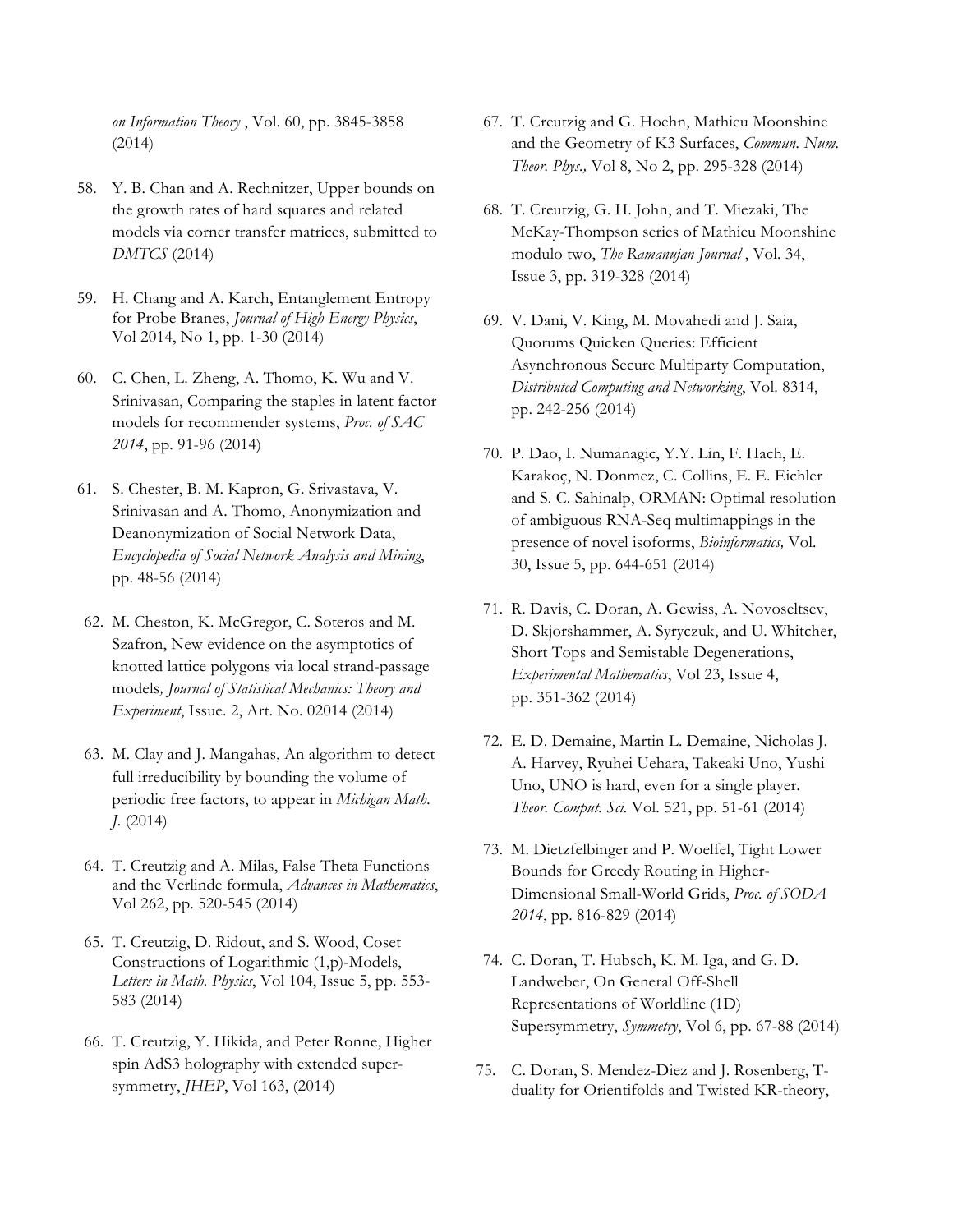*on Information Theory* , Vol. 60, pp. 3845-3858 (2014)

58. Y. B. Chan and A. Rechnitzer, Upper bounds on the growth rates of hard squares and related models via corner transfer matrices, submitted to *DMTCS* (2014)

59. H. Chang and A. Karch, Entanglement Entropy for Probe Branes, *Journal of High Energy Physics*, Vol 2014, No 1, pp. 1-30 (2014)

60. C. Chen, L. Zheng, A. Thomo, K. Wu and V. Srinivasan, Comparing the staples in latent factor models for recommender systems, *Proc. of SAC 2014*, pp. 91-96 (2014)

61. S. Chester, B. M. Kapron, G. Srivastava, V. Srinivasan and A. Thomo, Anonymization and Deanonymization of Social Network Data, *Encyclopedia of Social Network Analysis and Mining*, pp. 48-56 (2014)

62. M. Cheston, K. McGregor, C. Soteros and M. Szafron, New evidence on the asymptotics of knotted lattice polygons via local strand-passage models*, Journal of Statistical Mechanics: Theory and Experiment*, Issue. 2, Art. No. 02014 (2014)

63. M. Clay and J. Mangahas, An algorithm to detect full irreducibility by bounding the volume of periodic free factors, to appear in *Michigan Math. J.* (2014)

64. T. Creutzig and A. Milas, False Theta Functions and the Verlinde formula, *Advances in Mathematics*, Vol 262, pp. 520-545 (2014)

65. T. Creutzig, D. Ridout, and S. Wood, Coset Constructions of Logarithmic (1,p)-Models, *Letters in Math. Physics*, Vol 104, Issue 5, pp. 553-583 (2014)

66. T. Creutzig, Y. Hikida, and Peter Ronne, Higher spin AdS3 holography with extended super-symmetry, *JHEP*, Vol 163, (2014)

67. T. Creutzig and G. Hoehn, Mathieu Moonshine and the Geometry of K3 Surfaces, *Commun. Num. Theor. Phys.,* Vol 8, No 2, pp. 295-328 (2014)

68. T. Creutzig, G. H. John, and T. Miezaki, The McKay-Thompson series of Mathieu Moonshine modulo two, *The Ramanujan Journal* , Vol. 34, Issue 3, pp. 319-328 (2014)

69. V. Dani, V. King, M. Movahedi and J. Saia, Quorums Quicken Queries: Efficient Asynchronous Secure Multiparty Computation, *Distributed Computing and Networking*, Vol. 8314, pp. 242-256 (2014)

70. P. Dao, I. Numanagic, Y.Y. Lin, F. Hach, E. Karakoç, N. Donmez, C. Collins, E. E. Eichler and S. C. Sahinalp, ORMAN: Optimal resolution of ambiguous RNA-Seq multimappings in the presence of novel isoforms, *Bioinformatics,* Vol. 30, Issue 5, pp. 644-651 (2014)

71. R. Davis, C. Doran, A. Gewiss, A. Novoseltsev, D. Skjorshammer, A. Syryczuk, and U. Whitcher, Short Tops and Semistable Degenerations, *Experimental Mathematics*, Vol 23, Issue 4, pp. 351-362 (2014)

72. E. D. Demaine, Martin L. Demaine, Nicholas J. A. Harvey, Ryuhei Uehara, Takeaki Uno, Yushi Uno, UNO is hard, even for a single player. *Theor. Comput. Sci.* Vol. 521, pp. 51-61 (2014)

73. M. Dietzfelbinger and P. Woelfel, Tight Lower Bounds for Greedy Routing in Higher-Dimensional Small-World Grids, *Proc. of SODA 2014*, pp. 816-829 (2014)

74. C. Doran, T. Hubsch, K. M. Iga, and G. D. Landweber, On General Off-Shell Representations of Worldline (1D) Supersymmetry, *Symmetry*, Vol 6, pp. 67-88 (2014)

75. C. Doran, S. Mendez-Diez and J. Rosenberg, T-duality for Orientifolds and Twisted KR-theory,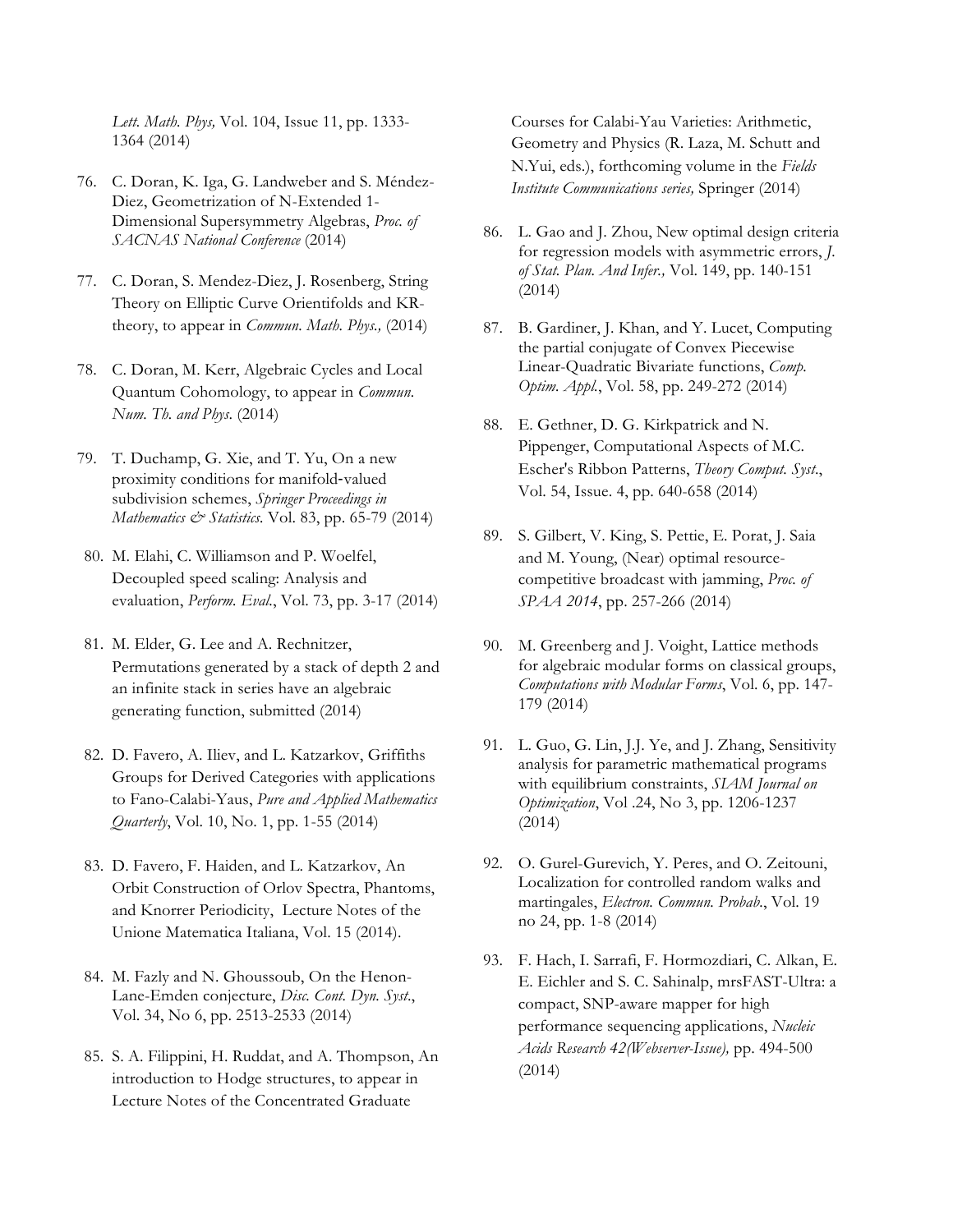*Lett. Math. Phys,* Vol. 104, Issue 11, pp. 1333-1364 (2014)

76. C. Doran, K. Iga, G. Landweber and S. Méndez-Diez, Geometrization of N-Extended 1-Dimensional Supersymmetry Algebras, *Proc. of SACNAS National Conference* (2014)

77. C. Doran, S. Mendez-Diez, J. Rosenberg, String Theory on Elliptic Curve Orientifolds and KR-theory, to appear in *Commun. Math. Phys.,* (2014)

78. C. Doran, M. Kerr, Algebraic Cycles and Local Quantum Cohomology, to appear in *Commun. Num. Th. and Phys*. (2014)

79. T. Duchamp, G. Xie, and T. Yu, On a new proximity conditions for manifold-valued subdivision schemes, *Springer Proceedings in Mathematics & Statistics.* Vol. 83, pp. 65-79 (2014)

80. M. Elahi, C. Williamson and P. Woelfel, Decoupled speed scaling: Analysis and evaluation, *Perform. Eval.*, Vol. 73, pp. 3-17 (2014)

81. M. Elder, G. Lee and A. Rechnitzer, Permutations generated by a stack of depth 2 and an infinite stack in series have an algebraic generating function, submitted (2014)

82. D. Favero, A. Iliev, and L. Katzarkov, Griffiths Groups for Derived Categories with applications to Fano-Calabi-Yaus, *Pure and Applied Mathematics Quarterly*, Vol. 10, No. 1, pp. 1-55 (2014)

83. D. Favero, F. Haiden, and L. Katzarkov, An Orbit Construction of Orlov Spectra, Phantoms, and Knorrer Periodicity, Lecture Notes of the Unione Matematica Italiana, Vol. 15 (2014).

84. M. Fazly and N. Ghoussoub, On the Henon-Lane-Emden conjecture, *Disc. Cont. Dyn. Syst.*, Vol. 34, No 6, pp. 2513-2533 (2014)

85. S. A. Filippini, H. Ruddat, and A. Thompson, An introduction to Hodge structures, to appear in Lecture Notes of the Concentrated Graduate Courses for Calabi-Yau Varieties: Arithmetic, Geometry and Physics (R. Laza, M. Schutt and N.Yui, eds.), forthcoming volume in the *Fields Institute Communications series,* Springer (2014)

86. L. Gao and J. Zhou, New optimal design criteria for regression models with asymmetric errors, *J. of Stat. Plan. And Infer.,* Vol. 149, pp. 140-151 (2014)

87. B. Gardiner, J. Khan, and Y. Lucet, Computing the partial conjugate of Convex Piecewise Linear-Quadratic Bivariate functions, *Comp. Optim. Appl.*, Vol. 58, pp. 249-272 (2014)

88. E. Gethner, D. G. Kirkpatrick and N. Pippenger, Computational Aspects of M.C. Escher's Ribbon Patterns, *Theory Comput. Syst*., Vol. 54, Issue. 4, pp. 640-658 (2014)

89. S. Gilbert, V. King, S. Pettie, E. Porat, J. Saia and M. Young, (Near) optimal resource-competitive broadcast with jamming, *Proc. of SPAA 2014*, pp. 257-266 (2014)

90. M. Greenberg and J. Voight, Lattice methods for algebraic modular forms on classical groups, *Computations with Modular Forms*, Vol. 6, pp. 147-179 (2014)

91. L. Guo, G. Lin, J.J. Ye, and J. Zhang, Sensitivity analysis for parametric mathematical programs with equilibrium constraints, *SIAM Journal on Optimization*, Vol .24, No 3, pp. 1206-1237 (2014)

92. O. Gurel-Gurevich, Y. Peres, and O. Zeitouni, Localization for controlled random walks and martingales, *Electron. Commun. Probab.*, Vol. 19 no 24, pp. 1-8 (2014)

93. F. Hach, I. Sarrafi, F. Hormozdiari, C. Alkan, E. E. Eichler and S. C. Sahinalp, mrsFAST-Ultra: a compact, SNP-aware mapper for high performance sequencing applications, *Nucleic Acids Research 42(Webserver-Issue),* pp. 494-500 (2014)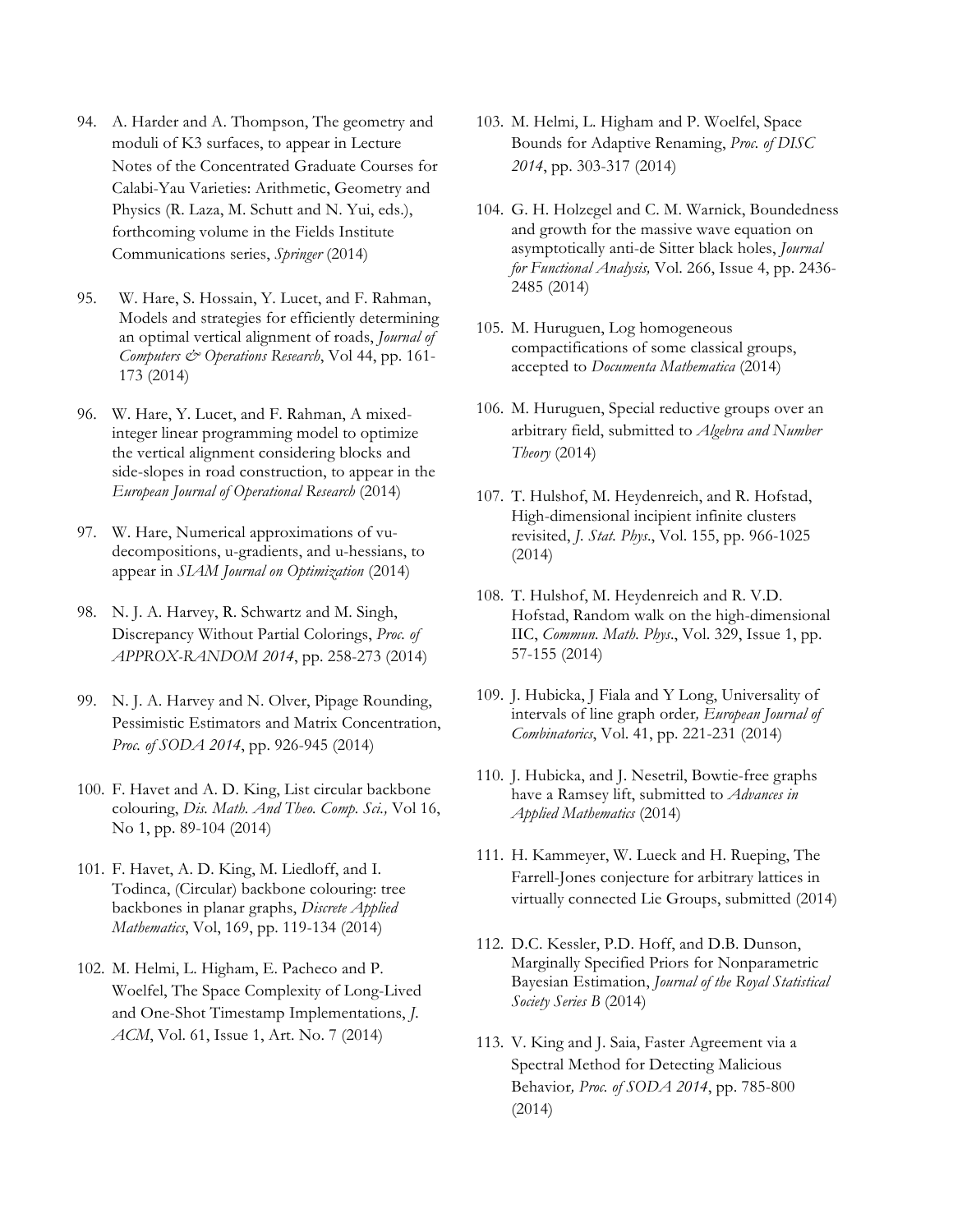94. A. Harder and A. Thompson, The geometry and moduli of K3 surfaces, to appear in Lecture Notes of the Concentrated Graduate Courses for Calabi-Yau Varieties: Arithmetic, Geometry and Physics (R. Laza, M. Schutt and N. Yui, eds.), forthcoming volume in the Fields Institute Communications series, *Springer* (2014)

95. W. Hare, S. Hossain, Y. Lucet, and F. Rahman, Models and strategies for efficiently determining an optimal vertical alignment of roads, *Journal of Computers & Operations Research*, Vol 44, pp. 161-173 (2014)

96. W. Hare, Y. Lucet, and F. Rahman, A mixed-integer linear programming model to optimize the vertical alignment considering blocks and side-slopes in road construction, to appear in the *European Journal of Operational Research* (2014)

97. W. Hare, Numerical approximations of vu-decompositions, u-gradients, and u-hessians, to appear in *SIAM Journal on Optimization* (2014)

98. N. J. A. Harvey, R. Schwartz and M. Singh, Discrepancy Without Partial Colorings, *Proc. of APPROX-RANDOM 2014*, pp. 258-273 (2014)

99. N. J. A. Harvey and N. Olver, Pipage Rounding, Pessimistic Estimators and Matrix Concentration, *Proc. of SODA 2014*, pp. 926-945 (2014)

100. F. Havet and A. D. King, List circular backbone colouring, *Dis. Math. And Theo. Comp. Sci.,* Vol 16, No 1, pp. 89-104 (2014)

101. F. Havet, A. D. King, M. Liedloff, and I. Todinca, (Circular) backbone colouring: tree backbones in planar graphs, *Discrete Applied Mathematics*, Vol, 169, pp. 119-134 (2014)

102. M. Helmi, L. Higham, E. Pacheco and P. Woelfel, The Space Complexity of Long-Lived and One-Shot Timestamp Implementations, *J. ACM*, Vol. 61, Issue 1, Art. No. 7 (2014)

103. M. Helmi, L. Higham and P. Woelfel, Space Bounds for Adaptive Renaming, *Proc. of DISC 2014*, pp. 303-317 (2014)

104. G. H. Holzegel and C. M. Warnick, Boundedness and growth for the massive wave equation on asymptotically anti-de Sitter black holes, *Journal for Functional Analysis,* Vol. 266, Issue 4, pp. 2436-2485 (2014)

105. M. Huruguen, Log homogeneous compactifications of some classical groups, accepted to *Documenta Mathematica* (2014)

106. M. Huruguen, Special reductive groups over an arbitrary field, submitted to *Algebra and Number Theory* (2014)

107. T. Hulshof, M. Heydenreich, and R. Hofstad, High-dimensional incipient infinite clusters revisited, *J. Stat. Phys.*, Vol. 155, pp. 966-1025 (2014)

108. T. Hulshof, M. Heydenreich and R. V.D. Hofstad, Random walk on the high-dimensional IIC, *Commun. Math. Phys.*, Vol. 329, Issue 1, pp. 57-155 (2014)

109. J. Hubicka, J Fiala and Y Long, Universality of intervals of line graph order*, European Journal of Combinatorics*, Vol. 41, pp. 221-231 (2014)

110. J. Hubicka, and J. Nesetril, Bowtie-free graphs have a Ramsey lift, submitted to *Advances in Applied Mathematics* (2014)

111. H. Kammeyer, W. Lueck and H. Rueping, The Farrell-Jones conjecture for arbitrary lattices in virtually connected Lie Groups, submitted (2014)

112. D.C. Kessler, P.D. Hoff, and D.B. Dunson, Marginally Specified Priors for Nonparametric Bayesian Estimation, *Journal of the Royal Statistical Society Series B* (2014)

113. V. King and J. Saia, Faster Agreement via a Spectral Method for Detecting Malicious Behavior*, Proc. of SODA 2014*, pp. 785-800 (2014)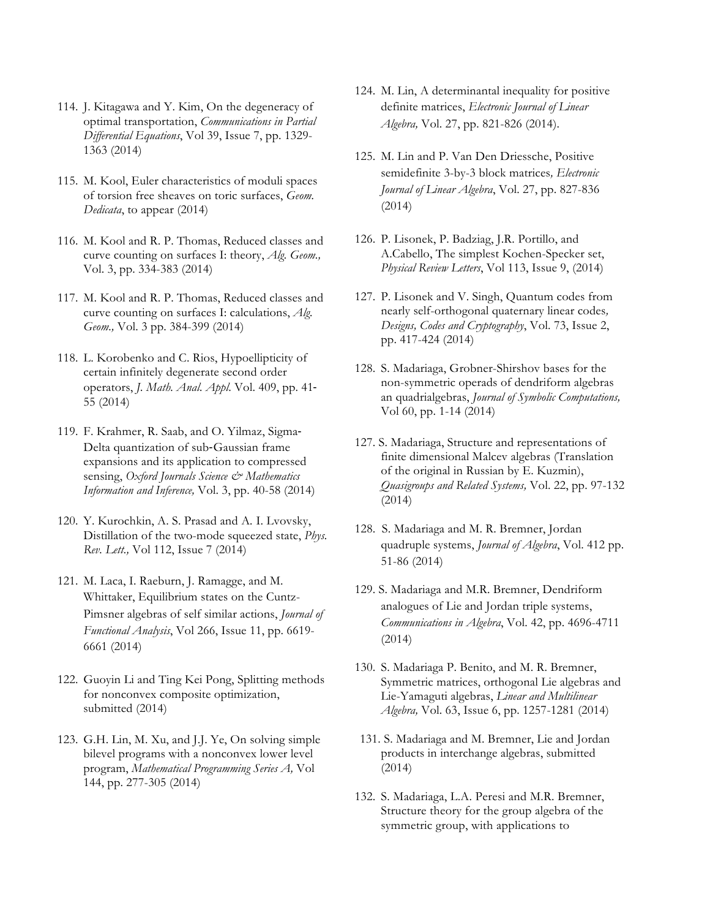114. J. Kitagawa and Y. Kim, On the degeneracy of optimal transportation, *Communications in Partial Differential Equations*, Vol 39, Issue 7, pp. 1329-1363 (2014)

115. M. Kool, Euler characteristics of moduli spaces of torsion free sheaves on toric surfaces, *Geom. Dedicata*, to appear (2014)

116. M. Kool and R. P. Thomas, Reduced classes and curve counting on surfaces I: theory, *Alg. Geom.,* Vol. 3, pp. 334-383 (2014)

117. M. Kool and R. P. Thomas, Reduced classes and curve counting on surfaces I: calculations, *Alg. Geom.,* Vol. 3 pp. 384-399 (2014)

118. L. Korobenko and C. Rios, Hypoellipticity of certain infinitely degenerate second order operators, *J. Math. Anal. Appl.* Vol. 409, pp. 41-55 (2014)

119. F. Krahmer, R. Saab, and O. Yilmaz, Sigma-Delta quantization of sub-Gaussian frame expansions and its application to compressed sensing, *Oxford Journals Science & Mathematics Information and Inference,* Vol. 3, pp. 40-58 (2014)

120. Y. Kurochkin, A. S. Prasad and A. I. Lvovsky, Distillation of the two-mode squeezed state, *Phys. Rev. Lett.,* Vol 112, Issue 7 (2014)

121. M. Laca, I. Raeburn, J. Ramagge, and M. Whittaker, Equilibrium states on the Cuntz-Pimsner algebras of self similar actions, *Journal of Functional Analysis*, Vol 266, Issue 11, pp. 6619-6661 (2014)

122. Guoyin Li and Ting Kei Pong, Splitting methods for nonconvex composite optimization, submitted (2014)

123. G.H. Lin, M. Xu, and J.J. Ye, On solving simple bilevel programs with a nonconvex lower level program, *Mathematical Programming Series A,* Vol 144, pp. 277-305 (2014)

124. M. Lin, A determinantal inequality for positive definite matrices, *Electronic Journal of Linear Algebra,* Vol. 27, pp. 821-826 (2014).

125. M. Lin and P. Van Den Driessche, Positive semidefinite 3-by-3 block matrices*, Electronic Journal of Linear Algebra*, Vol. 27, pp. 827-836 (2014)

126. P. Lisonek, P. Badziag, J.R. Portillo, and A.Cabello, The simplest Kochen-Specker set, *Physical Review Letters*, Vol 113, Issue 9, (2014)

127. P. Lisonek and V. Singh, Quantum codes from nearly self-orthogonal quaternary linear codes*, Designs, Codes and Cryptography*, Vol. 73, Issue 2, pp. 417-424 (2014)

128. S. Madariaga, Grobner-Shirshov bases for the non-symmetric operads of dendriform algebras an quadrialgebras, *Journal of Symbolic Computations,* Vol 60, pp. 1-14 (2014)

127. S. Madariaga, Structure and representations of finite dimensional Malcev algebras (Translation of the original in Russian by E. Kuzmin), *Quasigroups and Related Systems,* Vol. 22, pp. 97-132 (2014)

128. S. Madariaga and M. R. Bremner, Jordan quadruple systems, *Journal of Algebra*, Vol. 412 pp. 51-86 (2014)

129. S. Madariaga and M.R. Bremner, Dendriform analogues of Lie and Jordan triple systems, *Communications in Algebra*, Vol. 42, pp. 4696-4711 (2014)

130. S. Madariaga P. Benito, and M. R. Bremner, Symmetric matrices, orthogonal Lie algebras and Lie-Yamaguti algebras, *Linear and Multilinear Algebra,* Vol. 63, Issue 6, pp. 1257-1281 (2014)

131. S. Madariaga and M. Bremner, Lie and Jordan products in interchange algebras, submitted (2014)

132. S. Madariaga, L.A. Peresi and M.R. Bremner, Structure theory for the group algebra of the symmetric group, with applications to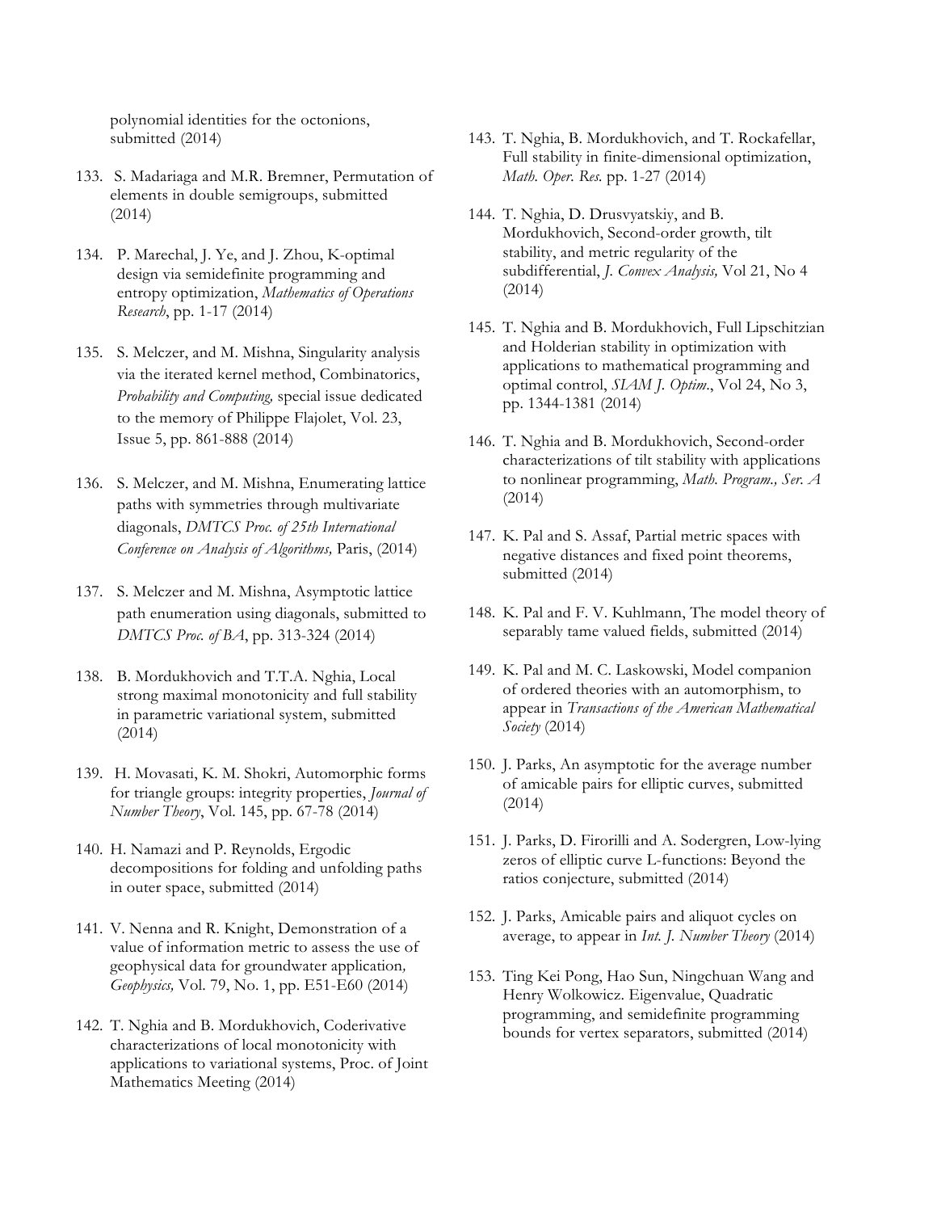polynomial identities for the octonions, submitted (2014)

133. S. Madariaga and M.R. Bremner, Permutation of elements in double semigroups, submitted (2014)

134. P. Marechal, J. Ye, and J. Zhou, K-optimal design via semidefinite programming and entropy optimization, *Mathematics of Operations Research*, pp. 1-17 (2014)

135. S. Melczer, and M. Mishna, Singularity analysis via the iterated kernel method, Combinatorics, *Probability and Computing,* special issue dedicated to the memory of Philippe Flajolet, Vol. 23, Issue 5, pp. 861-888 (2014)

136. S. Melczer, and M. Mishna, Enumerating lattice paths with symmetries through multivariate diagonals, *DMTCS Proc. of 25th International Conference on Analysis of Algorithms,* Paris, (2014)

137. S. Melczer and M. Mishna, Asymptotic lattice path enumeration using diagonals, submitted to *DMTCS Proc. of BA*, pp. 313-324 (2014)

138. B. Mordukhovich and T.T.A. Nghia, Local strong maximal monotonicity and full stability in parametric variational system, submitted (2014)

139. H. Movasati, K. M. Shokri, Automorphic forms for triangle groups: integrity properties, *Journal of Number Theory*, Vol. 145, pp. 67-78 (2014)

140. H. Namazi and P. Reynolds, Ergodic decompositions for folding and unfolding paths in outer space, submitted (2014)

141. V. Nenna and R. Knight, Demonstration of a value of information metric to assess the use of geophysical data for groundwater application*, Geophysics,* Vol. 79, No. 1, pp. E51-E60 (2014)

142. T. Nghia and B. Mordukhovich, Coderivative characterizations of local monotonicity with applications to variational systems, Proc. of Joint Mathematics Meeting (2014)

143. T. Nghia, B. Mordukhovich, and T. Rockafellar, Full stability in finite-dimensional optimization, *Math. Oper. Res.* pp. 1-27 (2014)

144. T. Nghia, D. Drusvyatskiy, and B. Mordukhovich, Second-order growth, tilt stability, and metric regularity of the subdifferential, *J. Convex Analysis,* Vol 21, No 4 (2014)

145. T. Nghia and B. Mordukhovich, Full Lipschitzian and Holderian stability in optimization with applications to mathematical programming and optimal control, *SIAM J. Optim*., Vol 24, No 3, pp. 1344-1381 (2014)

146. T. Nghia and B. Mordukhovich, Second-order characterizations of tilt stability with applications to nonlinear programming, *Math. Program., Ser. A* (2014)

147. K. Pal and S. Assaf, Partial metric spaces with negative distances and fixed point theorems, submitted (2014)

148. K. Pal and F. V. Kuhlmann, The model theory of separably tame valued fields, submitted (2014)

149. K. Pal and M. C. Laskowski, Model companion of ordered theories with an automorphism, to appear in *Transactions of the American Mathematical Society* (2014)

150. J. Parks, An asymptotic for the average number of amicable pairs for elliptic curves, submitted (2014)

151. J. Parks, D. Firorilli and A. Sodergren, Low-lying zeros of elliptic curve L-functions: Beyond the ratios conjecture, submitted (2014)

152. J. Parks, Amicable pairs and aliquot cycles on average, to appear in *Int. J. Number Theory* (2014)

153. Ting Kei Pong, Hao Sun, Ningchuan Wang and Henry Wolkowicz. Eigenvalue, Quadratic programming, and semidefinite programming bounds for vertex separators, submitted (2014)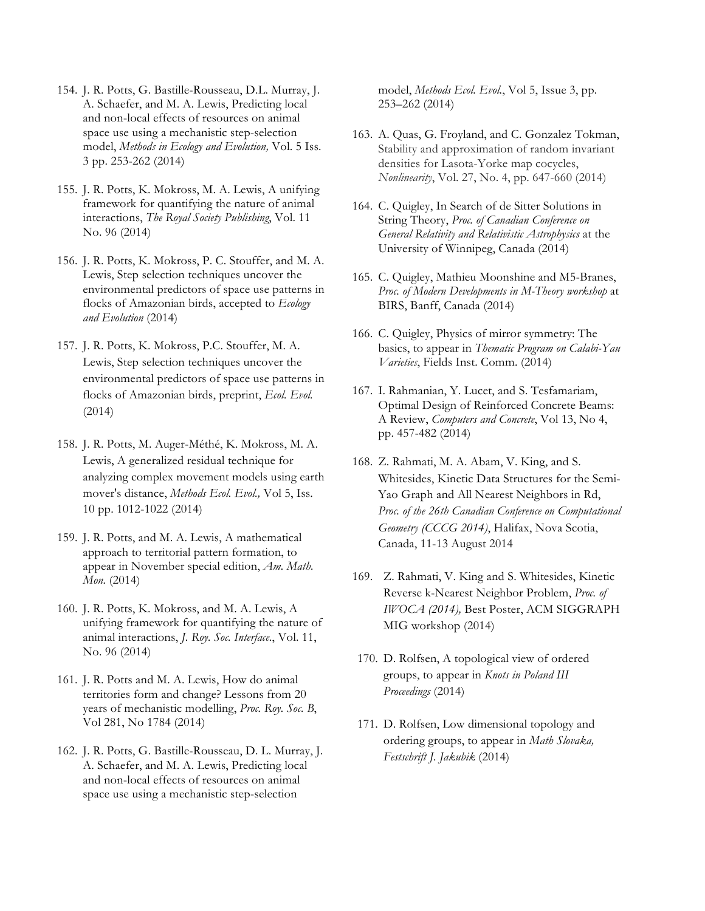154. J. R. Potts, G. Bastille-Rousseau, D.L. Murray, J. A. Schaefer, and M. A. Lewis, Predicting local and non-local effects of resources on animal space use using a mechanistic step-selection model, *Methods in Ecology and Evolution,* Vol. 5 Iss. 3 pp. 253-262 (2014)

155. J. R. Potts, K. Mokross, M. A. Lewis, A unifying framework for quantifying the nature of animal interactions, *The Royal Society Publishing*, Vol. 11 No. 96 (2014)

156. J. R. Potts, K. Mokross, P. C. Stouffer, and M. A. Lewis, Step selection techniques uncover the environmental predictors of space use patterns in flocks of Amazonian birds, accepted to *Ecology and Evolution* (2014)

157. J. R. Potts, K. Mokross, P.C. Stouffer, M. A. Lewis, Step selection techniques uncover the environmental predictors of space use patterns in flocks of Amazonian birds, preprint, *Ecol. Evol.* (2014)

158. J. R. Potts, M. Auger-Méthé, K. Mokross, M. A. Lewis, A generalized residual technique for analyzing complex movement models using earth mover's distance, *Methods Ecol. Evol.,* Vol 5, Iss. 10 pp. 1012-1022 (2014)

159. J. R. Potts, and M. A. Lewis, A mathematical approach to territorial pattern formation, to appear in November special edition, *Am. Math. Mon.* (2014)

160. J. R. Potts, K. Mokross, and M. A. Lewis, A unifying framework for quantifying the nature of animal interactions, *J. Roy. Soc. Interface.*, Vol. 11, No. 96 (2014)

161. J. R. Potts and M. A. Lewis, How do animal territories form and change? Lessons from 20 years of mechanistic modelling, *Proc. Roy. Soc. B*, Vol 281, No 1784 (2014)

162. J. R. Potts, G. Bastille-Rousseau, D. L. Murray, J. A. Schaefer, and M. A. Lewis, Predicting local and non-local effects of resources on animal space use using a mechanistic step-selection model, *Methods Ecol. Evol.*, Vol 5, Issue 3, pp. 253–262 (2014)

163. A. Quas, G. Froyland, and C. Gonzalez Tokman, Stability and approximation of random invariant densities for Lasota-Yorke map cocycles, *Nonlinearity*, Vol. 27, No. 4, pp. 647-660 (2014)

164. C. Quigley, In Search of de Sitter Solutions in String Theory, *Proc. of Canadian Conference on General Relativity and Relativistic Astrophysics* at the University of Winnipeg, Canada (2014)

165. C. Quigley, Mathieu Moonshine and M5-Branes, *Proc. of Modern Developments in M-Theory workshop* at BIRS, Banff, Canada (2014)

166. C. Quigley, Physics of mirror symmetry: The basics, to appear in *Thematic Program on Calabi-Yau Varieties*, Fields Inst. Comm. (2014)

167. I. Rahmanian, Y. Lucet, and S. Tesfamariam, Optimal Design of Reinforced Concrete Beams: A Review, *Computers and Concrete*, Vol 13, No 4, pp. 457-482 (2014)

168. Z. Rahmati, M. A. Abam, V. King, and S. Whitesides, Kinetic Data Structures for the Semi-Yao Graph and All Nearest Neighbors in Rd, *Proc. of the 26th Canadian Conference on Computational Geometry (CCCG 2014)*, Halifax, Nova Scotia, Canada, 11-13 August 2014

169. Z. Rahmati, V. King and S. Whitesides, Kinetic Reverse k-Nearest Neighbor Problem, *Proc. of IWOCA (2014),* Best Poster, ACM SIGGRAPH MIG workshop (2014)

170. D. Rolfsen, A topological view of ordered groups, to appear in *Knots in Poland III Proceedings* (2014)

171. D. Rolfsen, Low dimensional topology and ordering groups, to appear in *Math Slovaka, Festschrift J. Jakubik* (2014)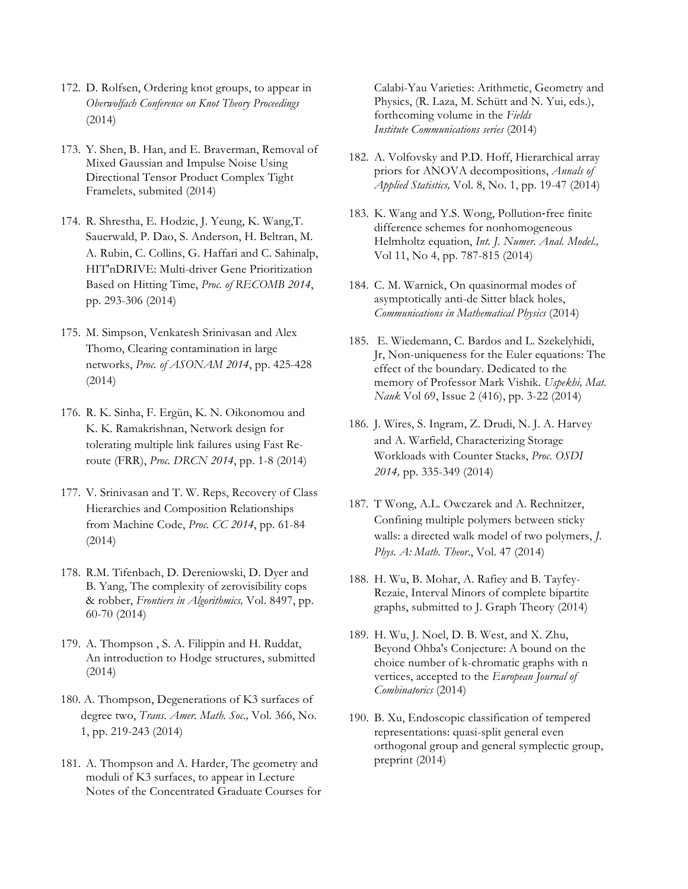172. D. Rolfsen, Ordering knot groups, to appear in *Oberwolfach Conference on Knot Theory Proceedings* (2014)

173. Y. Shen, B. Han, and E. Braverman, Removal of Mixed Gaussian and Impulse Noise Using Directional Tensor Product Complex Tight Framelets, submited (2014)

174. R. Shrestha, E. Hodzic, J. Yeung, K. Wang,T. Sauerwald, P. Dao, S. Anderson, H. Beltran, M. A. Rubin, C. Collins, G. Haffari and C. Sahinalp, HIT'nDRIVE: Multi-driver Gene Prioritization Based on Hitting Time, *Proc. of RECOMB 2014*, pp. 293-306 (2014)

175. M. Simpson, Venkatesh Srinivasan and Alex Thomo, Clearing contamination in large networks, *Proc. of ASONAM 2014*, pp. 425-428 (2014)

176. R. K. Sinha, F. Ergün, K. N. Oikonomou and K. K. Ramakrishnan, Network design for tolerating multiple link failures using Fast Re-route (FRR), *Proc. DRCN 2014*, pp. 1-8 (2014)

177. V. Srinivasan and T. W. Reps, Recovery of Class Hierarchies and Composition Relationships from Machine Code, *Proc. CC 2014*, pp. 61-84 (2014)

178. R.M. Tifenbach, D. Dereniowski, D. Dyer and B. Yang, The complexity of zerovisibility cops & robber, *Frontiers in Algorithmics,* Vol. 8497, pp. 60-70 (2014)

179. A. Thompson , S. A. Filippin and H. Ruddat, An introduction to Hodge structures, submitted (2014)

180. A. Thompson, Degenerations of K3 surfaces of degree two, *Trans. Amer. Math. Soc.,* Vol. 366, No. 1, pp. 219-243 (2014)

181. A. Thompson and A. Harder, The geometry and moduli of K3 surfaces, to appear in Lecture Notes of the Concentrated Graduate Courses for Calabi-Yau Varieties: Arithmetic, Geometry and Physics, (R. Laza, M. Schütt and N. Yui, eds.), forthcoming volume in the *Fields Institute Communications series* (2014)

182. A. Volfovsky and P.D. Hoff, Hierarchical array priors for ANOVA decompositions, *Annals of Applied Statistics,* Vol. 8, No. 1, pp. 19-47 (2014)

183. K. Wang and Y.S. Wong, Pollution-free finite difference schemes for nonhomogeneous Helmholtz equation, *Int. J. Numer. Anal. Model.,* Vol 11, No 4, pp. 787-815 (2014)

184. C. M. Warnick, On quasinormal modes of asymptotically anti-de Sitter black holes, *Communications in Mathematical Physics* (2014)

185. E. Wiedemann, C. Bardos and L. Szekelyhidi, Jr, Non-uniqueness for the Euler equations: The effect of the boundary. Dedicated to the memory of Professor Mark Vishik. *Uspekhi, Mat. Nauk* Vol 69, Issue 2 (416), pp. 3-22 (2014)

186. J. Wires, S. Ingram, Z. Drudi, N. J. A. Harvey and A. Warfield, Characterizing Storage Workloads with Counter Stacks, *Proc. OSDI 2014,* pp. 335-349 (2014)

187. T Wong, A.L. Owczarek and A. Rechnitzer, Confining multiple polymers between sticky walls: a directed walk model of two polymers, *J. Phys. A: Math. Theor.*, Vol. 47 (2014)

188. H. Wu, B. Mohar, A. Rafiey and B. Tayfey-Rezaie, Interval Minors of complete bipartite graphs, submitted to J. Graph Theory (2014)

189. H. Wu, J. Noel, D. B. West, and X. Zhu, Beyond Ohba's Conjecture: A bound on the choice number of k-chromatic graphs with n vertices, accepted to the *European Journal of Combinatorics* (2014)

190. B. Xu, Endoscopic classification of tempered representations: quasi-split general even orthogonal group and general symplectic group, preprint (2014)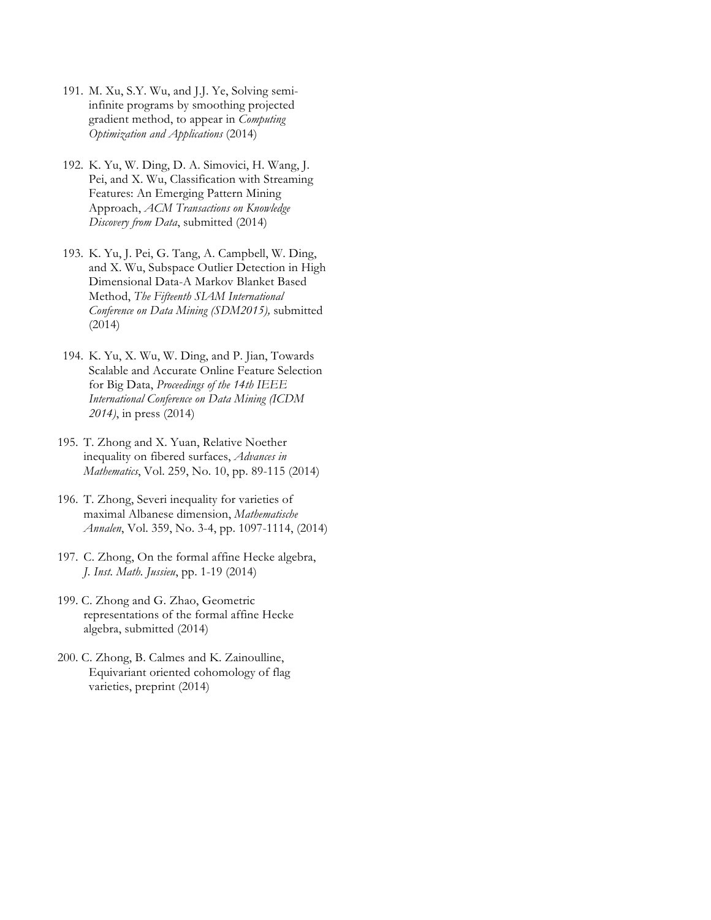191. M. Xu, S.Y. Wu, and J.J. Ye, Solving semi-infinite programs by smoothing projected gradient method, to appear in *Computing Optimization and Applications* (2014)

192. K. Yu, W. Ding, D. A. Simovici, H. Wang, J. Pei, and X. Wu, Classification with Streaming Features: An Emerging Pattern Mining Approach, *ACM Transactions on Knowledge Discovery from Data*, submitted (2014)

193. K. Yu, J. Pei, G. Tang, A. Campbell, W. Ding, and X. Wu, Subspace Outlier Detection in High Dimensional Data-A Markov Blanket Based Method, *The Fifteenth SIAM International Conference on Data Mining (SDM2015),* submitted (2014)

194. K. Yu, X. Wu, W. Ding, and P. Jian, Towards Scalable and Accurate Online Feature Selection for Big Data, *Proceedings of the 14th IEEE International Conference on Data Mining (ICDM 2014)*, in press (2014)

195. T. Zhong and X. Yuan, Relative Noether inequality on fibered surfaces, *Advances in Mathematics*, Vol. 259, No. 10, pp. 89-115 (2014)

196. T. Zhong, Severi inequality for varieties of maximal Albanese dimension, *Mathematische Annalen*, Vol. 359, No. 3-4, pp. 1097-1114, (2014)

197. C. Zhong, On the formal affine Hecke algebra, *J. Inst. Math. Jussieu*, pp. 1-19 (2014)

199. C. Zhong and G. Zhao, Geometric representations of the formal affine Hecke algebra, submitted (2014)

200. C. Zhong, B. Calmes and K. Zainoulline, Equivariant oriented cohomology of flag varieties, preprint (2014)